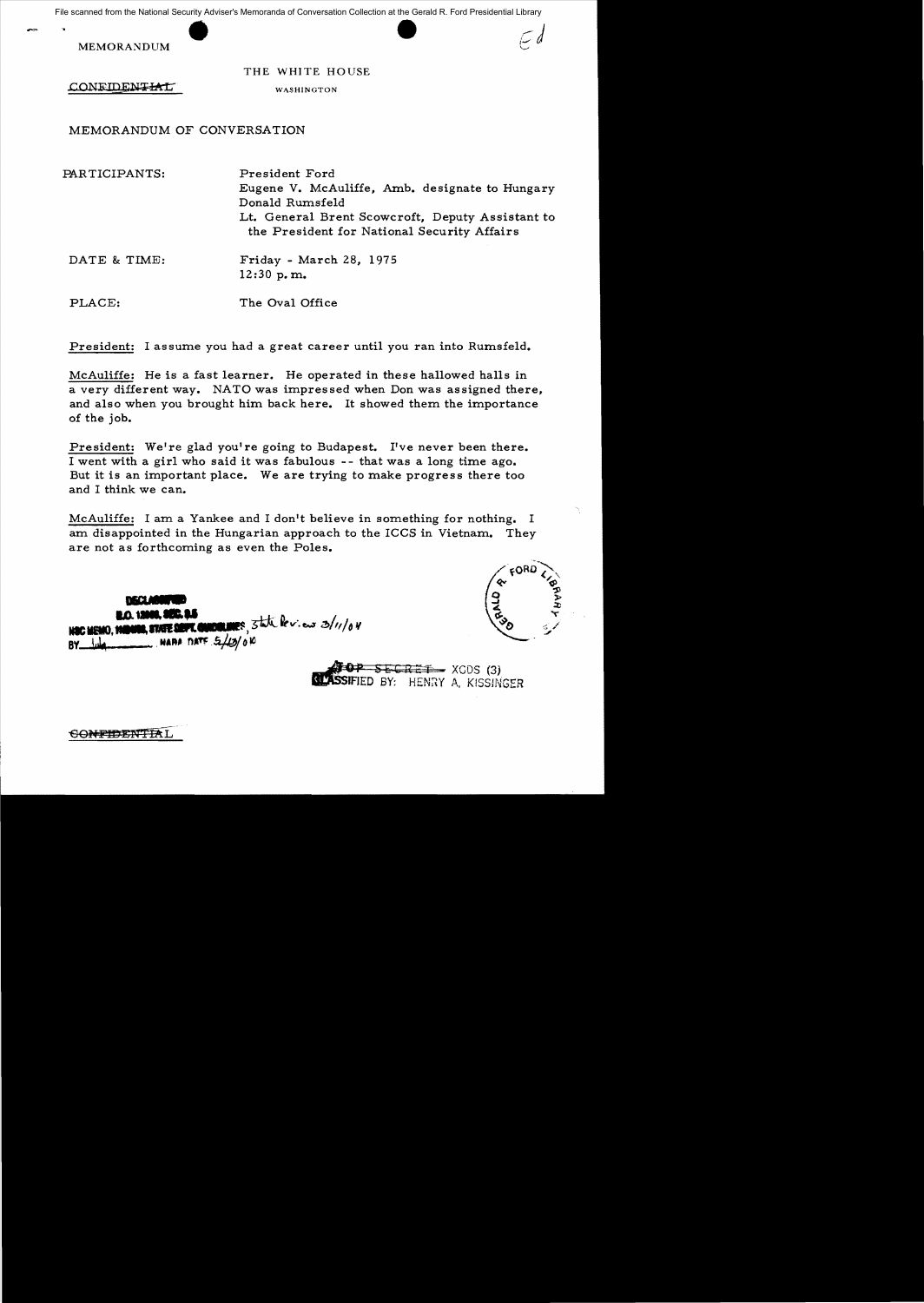MEMORANDUM

THE WHITE HOUSE

CONFIDENTIAL WASHINGTON

MEMORANDUM OF CONVERSATION

PARTICIPANTS: President Ford
Eugene V. McAuliffe, Amb. designate to Hungary
Donald Rumsfeld
Lt. General Brent Scowcroft, Deputy Assistant to the President for National Security Affairs

DATE & TIME: Friday - March 28, 1975
12:30 p.m.

PLACE: The Oval Office

President: I assume you had a great career until you ran into Rumsfeld.

McAuliffe: He is a fast learner. He operated in these hallowed halls in a very different way. NATO was impressed when Don was assigned there, and also when you brought him back here. It showed them the importance of the job.

President: We're glad you're going to Budapest. I've never been there. I went with a girl who said it was fabulous -- that was a long time ago. But it is an important place. We are trying to make progress there too and I think we can.

McAuliffe: I am a Yankee and I don't believe in something for nothing. I am disappointed in the Hungarian approach to the ICCS in Vietnam. They are not as forthcoming as even the Poles.

DECLASSIFIED
E.O. 12958, SEC. 3.5
NSC MEMO, 11/24/98, STATE DEPT. GUIDELINES, State Review 3/11/04
BY lulu NARA DATE 5/13/10

TOP SECRET XGDS (3)
CLASSIFIED BY: HENRY A. KISSINGER

CONFIDENTIAL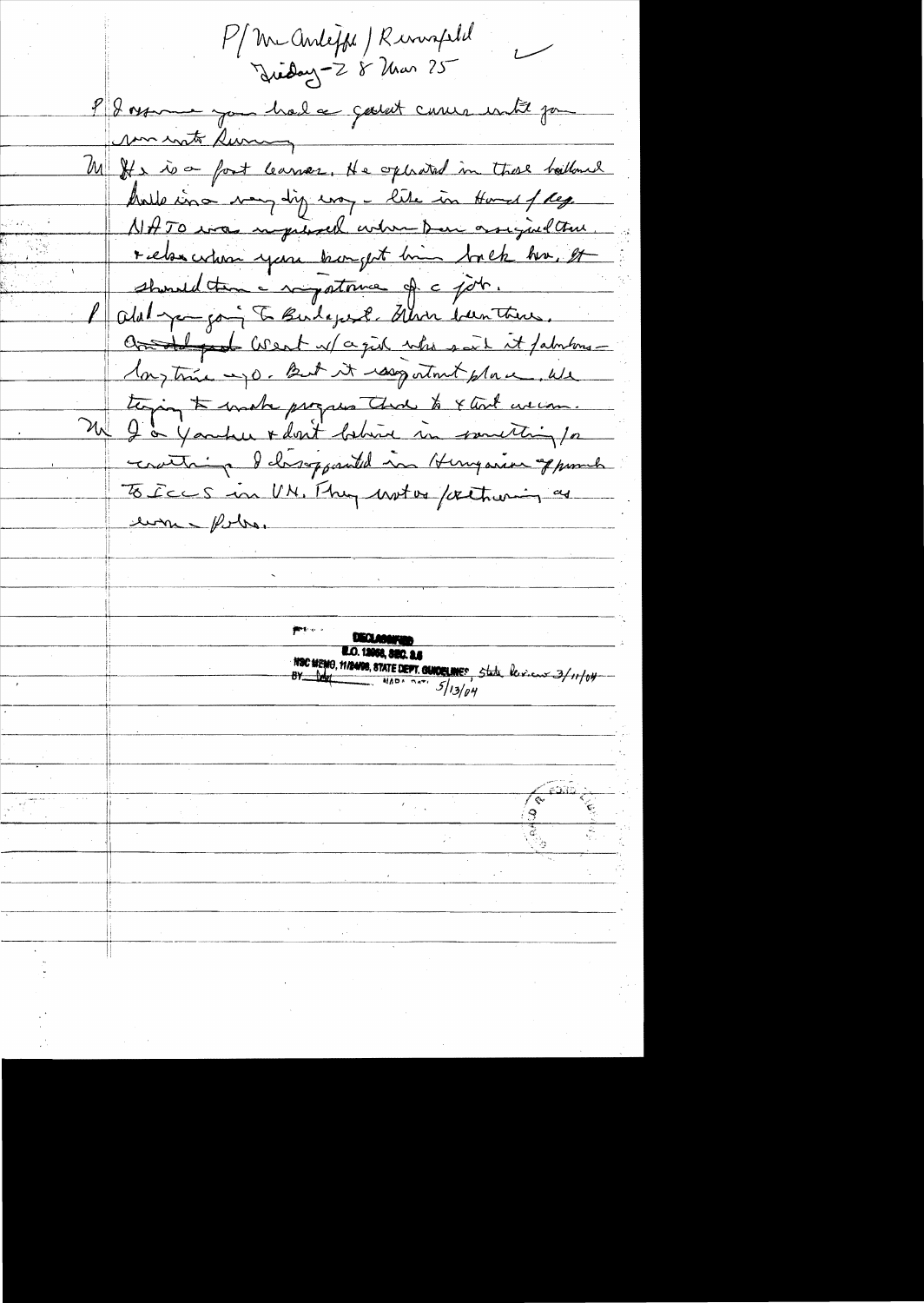P/ Mr. Antall / Rumsfeld
Friday - 28 Mar 75

P I assume you had a great career until you ran into Rumsfeld.

M He is a fast learner. He operated in those hallowed halls in a very big way - like in House of Rep. NATO was impressed when you assigned him & also when you brought him back here. It should turn into a great job.

P Did you go to Budapest. Never been there. [crossed out] Went w/ a guide who said it fabulous - long time ago. But it important place. We trying to make progress there to extent we can.

M I a Yankee & don't believe in something for nothing. I disappointed in Hungarian approach to ICCS in VN. They vote as partisans as [illegible] Poles.

DECLASSIFIED
E.O. 12958, SEC. 3.5
NSC MEMO, 11/24/98, STATE DEPT. GUIDELINES, State Review 3/11/04
BY [illegible] NARA, DATE 5/13/04